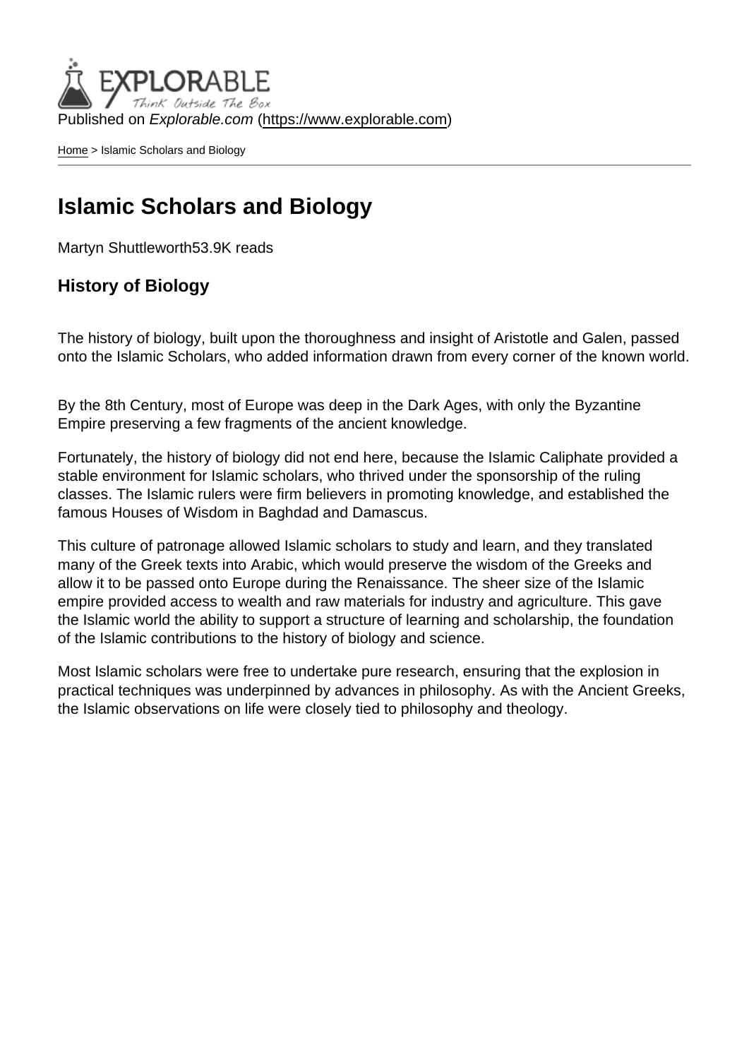Published on *Explorable.com* (https://www.explorable.com)

Home > Islamic Scholars and Biology

# Islamic Scholars and Biology

Martyn Shuttleworth53.9K reads

## History of Biology

The history of biology, built upon the thoroughness and insight of Aristotle and Galen, passed onto the Islamic Scholars, who added information drawn from every corner of the known world.

By the 8th Century, most of Europe was deep in the Dark Ages, with only the Byzantine Empire preserving a few fragments of the ancient knowledge.

Fortunately, the history of biology did not end here, because the Islamic Caliphate provided a stable environment for Islamic scholars, who thrived under the sponsorship of the ruling classes. The Islamic rulers were firm believers in promoting knowledge, and established the famous Houses of Wisdom in Baghdad and Damascus.

This culture of patronage allowed Islamic scholars to study and learn, and they translated many of the Greek texts into Arabic, which would preserve the wisdom of the Greeks and allow it to be passed onto Europe during the Renaissance. The sheer size of the Islamic empire provided access to wealth and raw materials for industry and agriculture. This gave the Islamic world the ability to support a structure of learning and scholarship, the foundation of the Islamic contributions to the history of biology and science.

Most Islamic scholars were free to undertake pure research, ensuring that the explosion in practical techniques was underpinned by advances in philosophy. As with the Ancient Greeks, the Islamic observations on life were closely tied to philosophy and theology.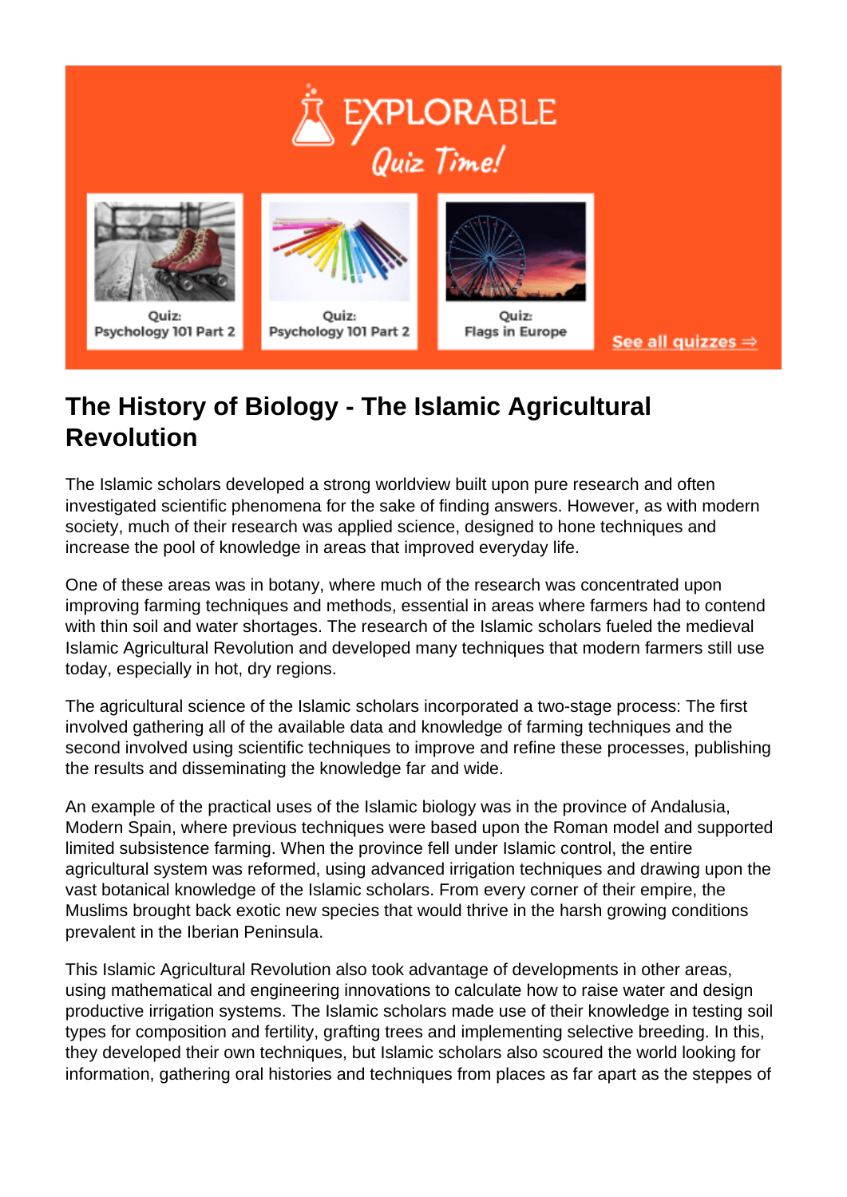# The History of Biology - The Islamic Agricultural Revolution

The Islamic scholars developed a strong worldview built upon pure research and often investigated scientific phenomena for the sake of finding answers. However, as with modern society, much of their research was applied science, designed to hone techniques and increase the pool of knowledge in areas that improved everyday life.

One of these areas was in botany, where much of the research was concentrated upon improving farming techniques and methods, essential in areas where farmers had to contend with thin soil and water shortages. The research of the Islamic scholars fueled the medieval Islamic Agricultural Revolution and developed many techniques that modern farmers still use today, especially in hot, dry regions.

The agricultural science of the Islamic scholars incorporated a two-stage process: The first involved gathering all of the available data and knowledge of farming techniques and the second involved using scientific techniques to improve and refine these processes, publishing the results and disseminating the knowledge far and wide.

An example of the practical uses of the Islamic biology was in the province of Andalusia, Modern Spain, where previous techniques were based upon the Roman model and supported limited subsistence farming. When the province fell under Islamic control, the entire agricultural system was reformed, using advanced irrigation techniques and drawing upon the vast botanical knowledge of the Islamic scholars. From every corner of their empire, the Muslims brought back exotic new species that would thrive in the harsh growing conditions prevalent in the Iberian Peninsula.

This Islamic Agricultural Revolution also took advantage of developments in other areas, using mathematical and engineering innovations to calculate how to raise water and design productive irrigation systems. The Islamic scholars made use of their knowledge in testing soil types for composition and fertility, grafting trees and implementing selective breeding. In this, they developed their own techniques, but Islamic scholars also scoured the world looking for information, gathering oral histories and techniques from places as far apart as the steppes of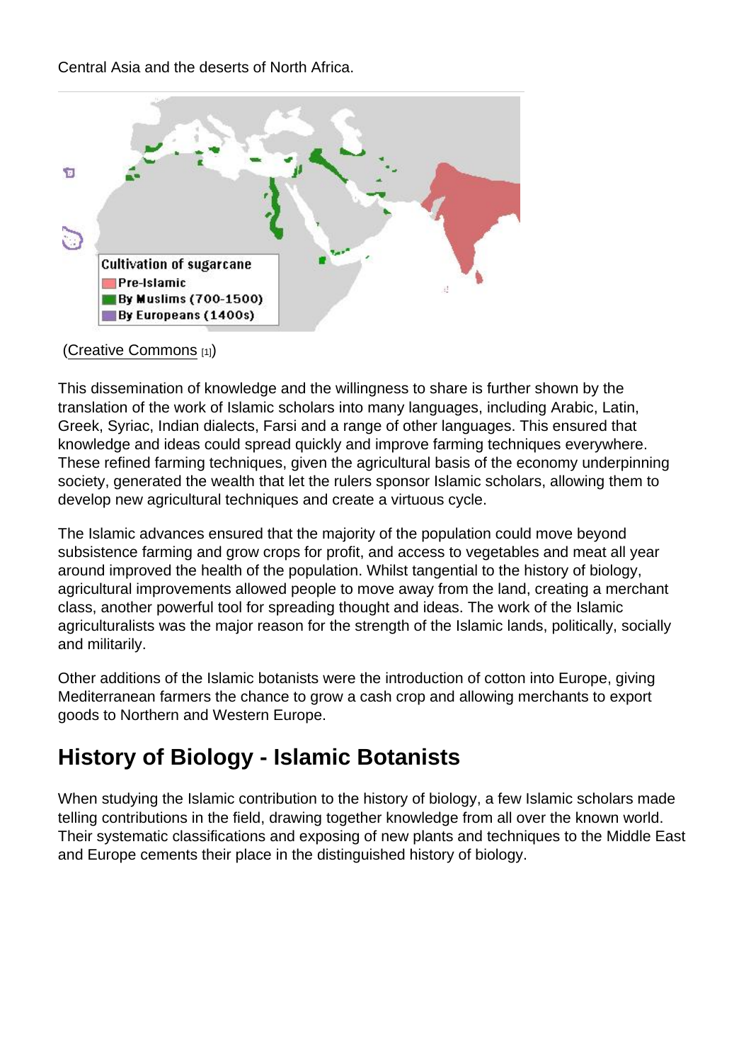Central Asia and the deserts of North Africa.

(Creative Commons [1])

This dissemination of knowledge and the willingness to share is further shown by the translation of the work of Islamic scholars into many languages, including Arabic, Latin, Greek, Syriac, Indian dialects, Farsi and a range of other languages. This ensured that knowledge and ideas could spread quickly and improve farming techniques everywhere. These refined farming techniques, given the agricultural basis of the economy underpinning society, generated the wealth that let the rulers sponsor Islamic scholars, allowing them to develop new agricultural techniques and create a virtuous cycle.

The Islamic advances ensured that the majority of the population could move beyond subsistence farming and grow crops for profit, and access to vegetables and meat all year around improved the health of the population. Whilst tangential to the history of biology, agricultural improvements allowed people to move away from the land, creating a merchant class, another powerful tool for spreading thought and ideas. The work of the Islamic agriculturalists was the major reason for the strength of the Islamic lands, politically, socially and militarily.

Other additions of the Islamic botanists were the introduction of cotton into Europe, giving Mediterranean farmers the chance to grow a cash crop and allowing merchants to export goods to Northern and Western Europe.

## History of Biology - Islamic Botanists

When studying the Islamic contribution to the history of biology, a few Islamic scholars made telling contributions in the field, drawing together knowledge from all over the known world. Their systematic classifications and exposing of new plants and techniques to the Middle East and Europe cements their place in the distinguished history of biology.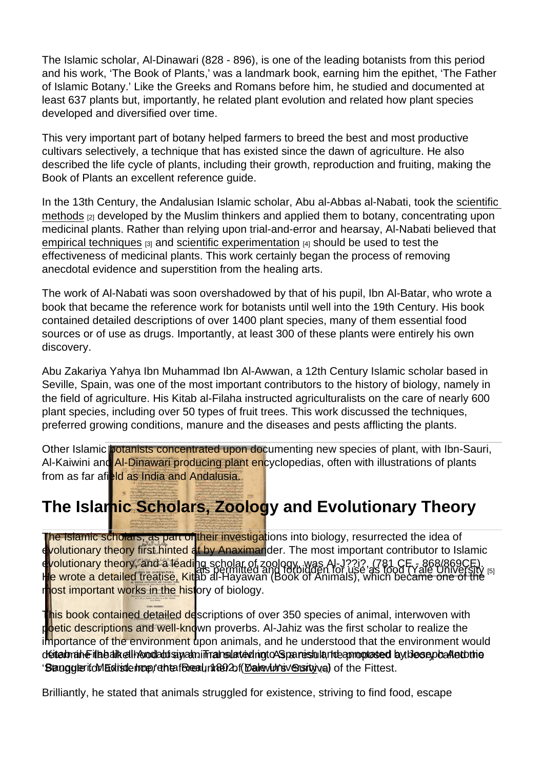The Islamic scholar, Al-Dinawari (828 - 896), is one of the leading botanists from this period and his work, 'The Book of Plants,' was a landmark book, earning him the epithet, 'The Father of Islamic Botany.' Like the Greeks and Romans before him, he studied and documented at least 637 plants but, importantly, he related plant evolution and related how plant species developed and diversified over time.

This very important part of botany helped farmers to breed the best and most productive cultivars selectively, a technique that has existed since the dawn of agriculture. He also described the life cycle of plants, including their growth, reproduction and fruiting, making the Book of Plants an excellent reference guide.

In the 13th Century, the Andalusian Islamic scholar, Abu al-Abbas al-Nabati, took the scientific methods [2] developed by the Muslim thinkers and applied them to botany, concentrating upon medicinal plants. Rather than relying upon trial-and-error and hearsay, Al-Nabati believed that empirical techniques [3] and scientific experimentation [4] should be used to test the effectiveness of medicinal plants. This work certainly began the process of removing anecdotal evidence and superstition from the healing arts.

The work of Al-Nabati was soon overshadowed by that of his pupil, Ibn Al-Batar, who wrote a book that became the reference work for botanists until well into the 19th Century. His book contained detailed descriptions of over 1400 plant species, many of them essential food sources or of use as drugs. Importantly, at least 300 of these plants were entirely his own discovery.

Abu Zakariya Yahya Ibn Muhammad Ibn Al-Awwan, a 12th Century Islamic scholar based in Seville, Spain, was one of the most important contributors to the history of biology, namely in the field of agriculture. His Kitab al-Filaha instructed agriculturalists on the care of nearly 600 plant species, including over 50 types of fruit trees. This work discussed the techniques, preferred growing conditions, manure and the diseases and pests afflicting the plants.

Other Islamic botanists concentrated upon documenting new species of plant, with Ibn-Sauri, Al-Kaiwini and Al-Dinawari producing plant encyclopedias, often with illustrations of plants from as far afield as India and Andalusia.

## The Islamic Scholars, Zoology and Evolutionary Theory

The Islamic scholars, as part of their investigations into biology, resurrected the idea of evolutionary theory first hinted at by Anaximander. The most important contributor to Islamic evolutionary theory, and a leading scholar of zoology, was Al-J??i?, (781 CE - 868/869CE). He wrote a detailed treatise, Kitab al-Hayawan (Book of Animals), which became one of the most important works in the history of biology.

...als permitted and forbidden for use as food (Yale University) [5]

This book contained detailed descriptions of over 350 species of animal, interwoven with poetic descriptions and well-known proverbs. Al-Jahiz was the first scholar to realize the importance of the environment upon animals, and he understood that the environment would determine the ... called the 'Struggle for Existence,' the forerunner of Darwin's Survival of the Fittest.

Kitab al-Filaha ibn al-Awwam... Translated into Spanish and annotated by Josep Antonio Banqueri. Madrid: Imprenta Real, 1802. (Yale University) [6]

Brilliantly, he stated that animals struggled for existence, striving to find food, escape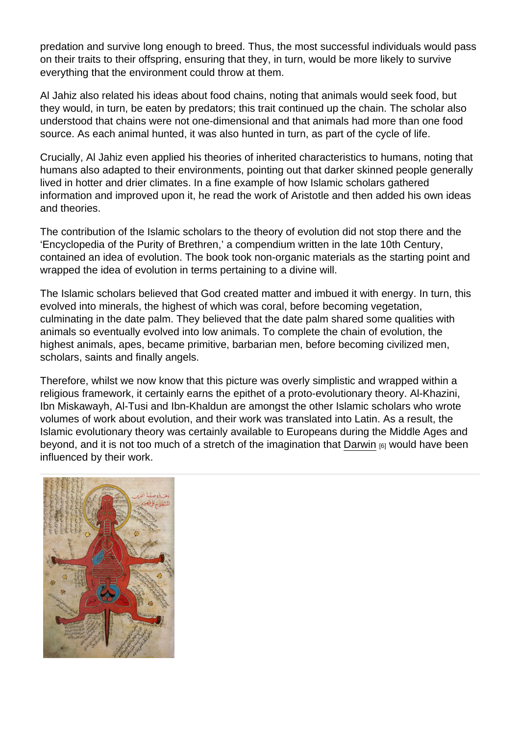predation and survive long enough to breed. Thus, the most successful individuals would pass on their traits to their offspring, ensuring that they, in turn, would be more likely to survive everything that the environment could throw at them.

Al Jahiz also related his ideas about food chains, noting that animals would seek food, but they would, in turn, be eaten by predators; this trait continued up the chain. The scholar also understood that chains were not one-dimensional and that animals had more than one food source. As each animal hunted, it was also hunted in turn, as part of the cycle of life.

Crucially, Al Jahiz even applied his theories of inherited characteristics to humans, noting that humans also adapted to their environments, pointing out that darker skinned people generally lived in hotter and drier climates. In a fine example of how Islamic scholars gathered information and improved upon it, he read the work of Aristotle and then added his own ideas and theories.

The contribution of the Islamic scholars to the theory of evolution did not stop there and the 'Encyclopedia of the Purity of Brethren,' a compendium written in the late 10th Century, contained an idea of evolution. The book took non-organic materials as the starting point and wrapped the idea of evolution in terms pertaining to a divine will.

The Islamic scholars believed that God created matter and imbued it with energy. In turn, this evolved into minerals, the highest of which was coral, before becoming vegetation, culminating in the date palm. They believed that the date palm shared some qualities with animals so eventually evolved into low animals. To complete the chain of evolution, the highest animals, apes, became primitive, barbarian men, before becoming civilized men, scholars, saints and finally angels.

Therefore, whilst we now know that this picture was overly simplistic and wrapped within a religious framework, it certainly earns the epithet of a proto-evolutionary theory. Al-Khazini, Ibn Miskawayh, Al-Tusi and Ibn-Khaldun are amongst the other Islamic scholars who wrote volumes of work about evolution, and their work was translated into Latin. As a result, the Islamic evolutionary theory was certainly available to Europeans during the Middle Ages and beyond, and it is not too much of a stretch of the imagination that Darwin [6] would have been influenced by their work.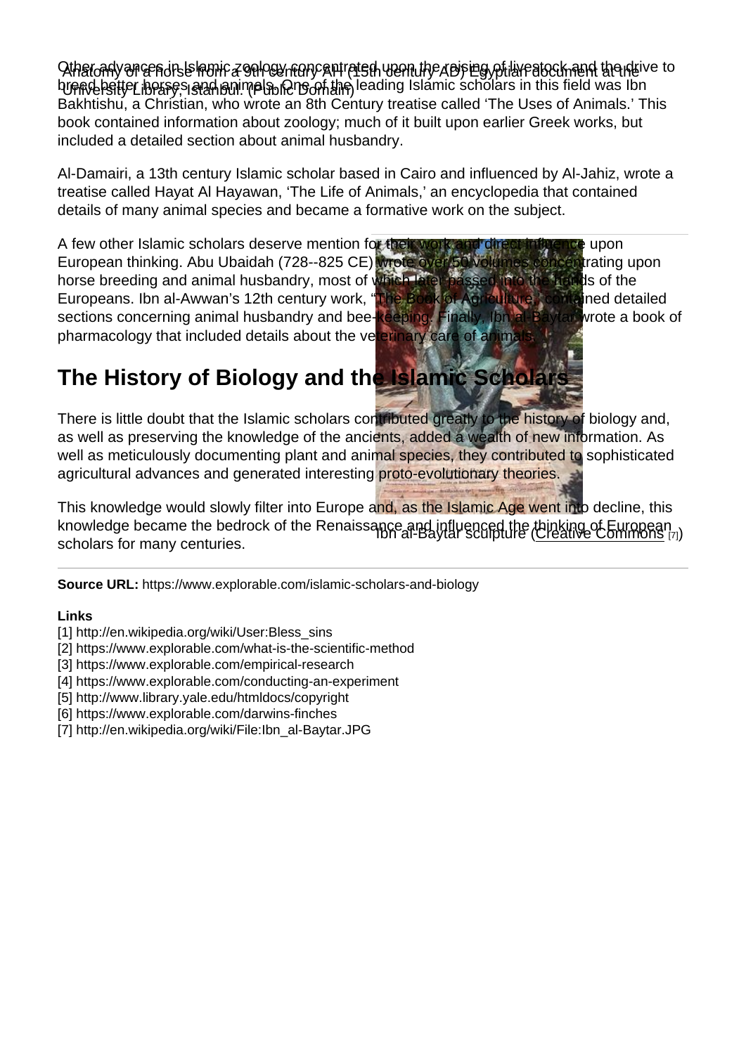Anatomy of a horse from a 9th century AH (15th century AD) Egyptian document at the University Library, Istanbul. (Public Domain)

Other advances in Islamic zoology concentrated upon the raising of livestock and the drive to breed better horses and animals. One of the leading Islamic scholars in this field was Ibn Bakhtishu, a Christian, who wrote an 8th Century treatise called 'The Uses of Animals.' This book contained information about zoology; much of it built upon earlier Greek works, but included a detailed section about animal husbandry.

Al-Damairi, a 13th century Islamic scholar based in Cairo and influenced by Al-Jahiz, wrote a treatise called Hayat Al Hayawan, 'The Life of Animals,' an encyclopedia that contained details of many animal species and became a formative work on the subject.

A few other Islamic scholars deserve mention for their work and direct influence upon European thinking. Abu Ubaidah (728--825 CE) wrote over 50 volumes concentrating upon horse breeding and animal husbandry, most of which later passed into the hands of the Europeans. Ibn al-Awwan's 12th century work, "The Book of Agriculture," contained detailed sections concerning animal husbandry and bee-keeping. Finally, Ibn al-Baytar wrote a book of pharmacology that included details about the veterinary care of animals.

## The History of Biology and the Islamic Scholars

There is little doubt that the Islamic scholars contributed greatly to the history of biology and, as well as preserving the knowledge of the ancients, added a wealth of new information. As well as meticulously documenting plant and animal species, they contributed to sophisticated agricultural advances and generated interesting proto-evolutionary theories.

This knowledge would slowly filter into Europe and, as the Islamic Age went into decline, this knowledge became the bedrock of the Renaissance and influenced the thinking of European scholars for many centuries.

Ibn al-Baytar sculpture (Creative Commons [7])

**Source URL:** https://www.explorable.com/islamic-scholars-and-biology

**Links**

[1] http://en.wikipedia.org/wiki/User:Bless_sins
[2] https://www.explorable.com/what-is-the-scientific-method
[3] https://www.explorable.com/empirical-research
[4] https://www.explorable.com/conducting-an-experiment
[5] http://www.library.yale.edu/htmldocs/copyright
[6] https://www.explorable.com/darwins-finches
[7] http://en.wikipedia.org/wiki/File:Ibn_al-Baytar.JPG